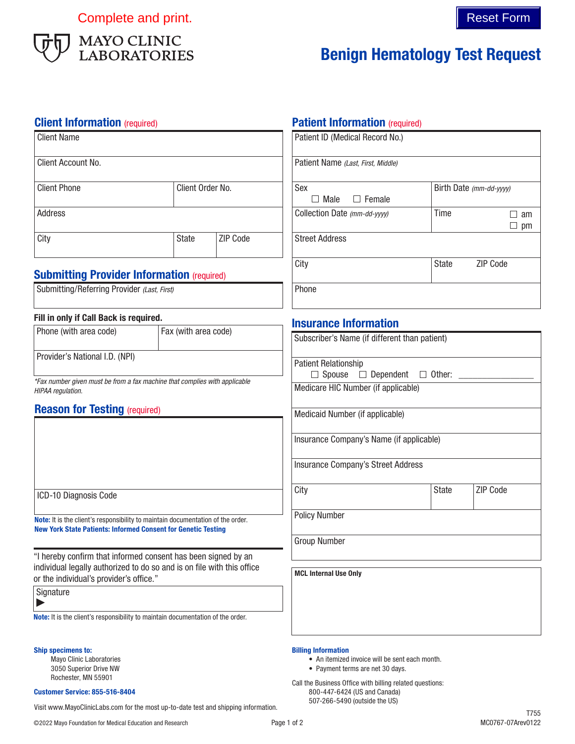Complete and print.

MAYO CLINIC LABORATORIES

# Benign Hematology Test Request

## Client Information (required)

| Client Name | | |
|---|---|---|
| Client Account No. | | |
| Client Phone | Client Order No. | |
| Address | | |
| City | State | ZIP Code |

## Submitting Provider Information (required)

Submitting/Referring Provider *(Last, First)*

**Fill in only if Call Back is required.**

| Phone (with area code) | Fax (with area code) |
|---|---|
| Provider's National I.D. (NPI) | |

*\*Fax number given must be from a fax machine that complies with applicable HIPAA regulation.*

## Reason for Testing (required)

ICD-10 Diagnosis Code

**Note:** It is the client's responsibility to maintain documentation of the order.

**New York State Patients: Informed Consent for Genetic Testing**

"I hereby confirm that informed consent has been signed by an individual legally authorized to do so and is on file with this office or the individual's provider's office."

Signature ▶

**Note:** It is the client's responsibility to maintain documentation of the order.

## Patient Information (required)

| Patient ID (Medical Record No.) | | |
|---|---|---|
| Patient Name *(Last, First, Middle)* | | |
| Sex ☐ Male ☐ Female | Birth Date *(mm-dd-yyyy)* | |
| Collection Date *(mm-dd-yyyy)* | Time ☐ am ☐ pm | |
| Street Address | | |
| City | State | ZIP Code |
| Phone | | |

## Insurance Information

| Subscriber's Name (if different than patient) | | |
|---|---|---|
| Patient Relationship ☐ Spouse ☐ Dependent ☐ Other: ________ | | |
| Medicare HIC Number (if applicable) | | |
| Medicaid Number (if applicable) | | |
| Insurance Company's Name (if applicable) | | |
| Insurance Company's Street Address | | |
| City | State | ZIP Code |
| Policy Number | | |
| Group Number | | |

**MCL Internal Use Only**

**Ship specimens to:**
Mayo Clinic Laboratories
3050 Superior Drive NW
Rochester, MN 55901

**Customer Service: 855-516-8404**

Visit www.MayoClinicLabs.com for the most up-to-date test and shipping information.

**Billing Information**

- An itemized invoice will be sent each month.
- Payment terms are net 30 days.

Call the Business Office with billing related questions:
800-447-6424 (US and Canada)
507-266-5490 (outside the US)

T755
MC0767-07Arev0122

©2022 Mayo Foundation for Medical Education and Research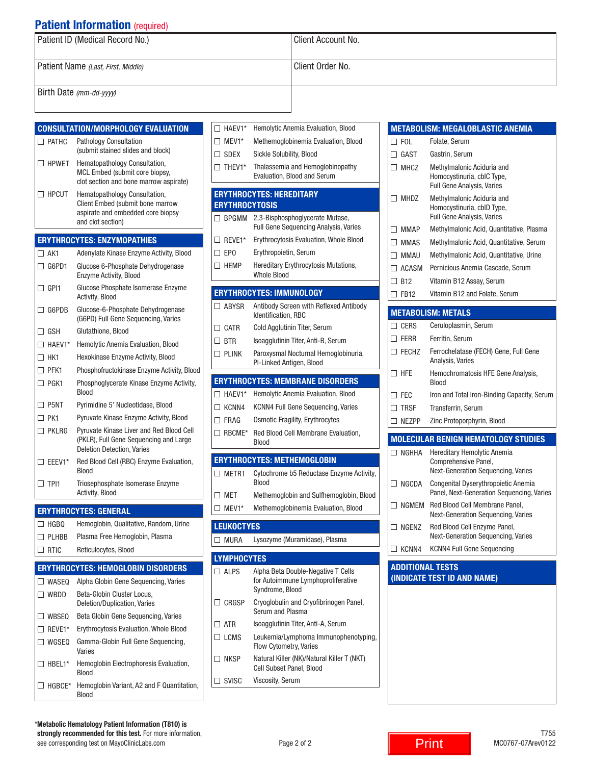## Patient Information (required)

| | |
|---|---|
| Patient ID (Medical Record No.) | Client Account No. |
| Patient Name *(Last, First, Middle)* | Client Order No. |
| Birth Date *(mm-dd-yyyy)* | |

### CONSULTATION/MORPHOLOGY EVALUATION

- ☐ PATHC — Pathology Consultation (submit stained slides and block)
- ☐ HPWET — Hematopathology Consultation, MCL Embed (submit core biopsy, clot section and bone marrow aspirate)
- ☐ HPCUT — Hematopathology Consultation, Client Embed (submit bone marrow aspirate and embedded core biopsy and clot section)

### ERYTHROCYTES: ENZYMOPATHIES

- ☐ AK1 — Adenylate Kinase Enzyme Activity, Blood
- ☐ G6PD1 — Glucose 6-Phosphate Dehydrogenase Enzyme Activity, Blood
- ☐ GPI1 — Glucose Phosphate Isomerase Enzyme Activity, Blood
- ☐ G6PDB — Glucose-6-Phosphate Dehydrogenase (G6PD) Full Gene Sequencing, Varies
- ☐ GSH — Glutathione, Blood
- ☐ HAEV1* — Hemolytic Anemia Evaluation, Blood
- ☐ HK1 — Hexokinase Enzyme Activity, Blood
- ☐ PFK1 — Phosphofructokinase Enzyme Activity, Blood
- ☐ PGK1 — Phosphoglycerate Kinase Enzyme Activity, Blood
- ☐ P5NT — Pyrimidine 5' Nucleotidase, Blood
- ☐ PK1 — Pyruvate Kinase Enzyme Activity, Blood
- ☐ PKLRG — Pyruvate Kinase Liver and Red Blood Cell (PKLR), Full Gene Sequencing and Large Deletion Detection, Varies
- ☐ EEEV1* — Red Blood Cell (RBC) Enzyme Evaluation, Blood
- ☐ TPI1 — Triosephosphate Isomerase Enzyme Activity, Blood

### ERYTHROCYTES: GENERAL

- ☐ HGBQ — Hemoglobin, Qualitative, Random, Urine
- ☐ PLHBB — Plasma Free Hemoglobin, Plasma
- ☐ RTIC — Reticulocytes, Blood

### ERYTHROCYTES: HEMOGLOBIN DISORDERS

- ☐ WASEQ — Alpha Globin Gene Sequencing, Varies
- ☐ WBDD — Beta-Globin Cluster Locus, Deletion/Duplication, Varies
- ☐ WBSEQ — Beta Globin Gene Sequencing, Varies
- ☐ REVE1* — Erythrocytosis Evaluation, Whole Blood
- ☐ WGSEQ — Gamma-Globin Full Gene Sequencing, Varies
- ☐ HBEL1* — Hemoglobin Electrophoresis Evaluation, Blood
- ☐ HGBCE* — Hemoglobin Variant, A2 and F Quantitation, Blood
- ☐ HAEV1* — Hemolytic Anemia Evaluation, Blood
- ☐ MEV1* — Methemoglobinemia Evaluation, Blood
- ☐ SDEX — Sickle Solubility, Blood
- ☐ THEV1* — Thalassemia and Hemoglobinopathy Evaluation, Blood and Serum

### ERYTHROCYTES: HEREDITARY ERYTHROCYTOSIS

- ☐ BPGMM — 2,3-Bisphosphoglycerate Mutase, Full Gene Sequencing Analysis, Varies
- ☐ REVE1* — Erythrocytosis Evaluation, Whole Blood
- ☐ EPO — Erythropoietin, Serum
- ☐ HEMP — Hereditary Erythrocytosis Mutations, Whole Blood

### ERYTHROCYTES: IMMUNOLOGY

- ☐ ABYSR — Antibody Screen with Reflexed Antibody Identification, RBC
- ☐ CATR — Cold Agglutinin Titer, Serum
- ☐ BTR — Isoagglutinin Titer, Anti-B, Serum
- ☐ PLINK — Paroxysmal Nocturnal Hemoglobinuria, PI-Linked Antigen, Blood

### ERYTHROCYTES: MEMBRANE DISORDERS

- ☐ HAEV1* — Hemolytic Anemia Evaluation, Blood
- ☐ KCNN4 — KCNN4 Full Gene Sequencing, Varies
- ☐ FRAG — Osmotic Fragility, Erythrocytes
- ☐ RBCME* — Red Blood Cell Membrane Evaluation, Blood

### ERYTHROCYTES: METHEMOGLOBIN

- ☐ METR1 — Cytochrome b5 Reductase Enzyme Activity, Blood
- ☐ MET — Methemoglobin and Sulfhemoglobin, Blood
- ☐ MEV1* — Methemoglobinemia Evaluation, Blood

### LEUKOCTYES

- ☐ MURA — Lysozyme (Muramidase), Plasma

### LYMPHOCYTES

- ☐ ALPS — Alpha Beta Double-Negative T Cells for Autoimmune Lymphoproliferative Syndrome, Blood
- ☐ CRGSP — Cryoglobulin and Cryofibrinogen Panel, Serum and Plasma
- ☐ ATR — Isoagglutinin Titer, Anti-A, Serum
- ☐ LCMS — Leukemia/Lymphoma Immunophenotyping, Flow Cytometry, Varies
- ☐ NKSP — Natural Killer (NK)/Natural Killer T (NKT) Cell Subset Panel, Blood
- ☐ SVISC — Viscosity, Serum

### METABOLISM: MEGALOBLASTIC ANEMIA

- ☐ FOL — Folate, Serum
- ☐ GAST — Gastrin, Serum
- ☐ MHCZ — Methylmalonic Aciduria and Homocystinuria, cblC Type, Full Gene Analysis, Varies
- ☐ MHDZ — Methylmalonic Aciduria and Homocystinuria, cblD Type, Full Gene Analysis, Varies
- ☐ MMAP — Methylmalonic Acid, Quantitative, Plasma
- ☐ MMAS — Methylmalonic Acid, Quantitative, Serum
- ☐ MMAU — Methylmalonic Acid, Quantitative, Urine
- ☐ ACASM — Pernicious Anemia Cascade, Serum
- ☐ B12 — Vitamin B12 Assay, Serum
- ☐ FB12 — Vitamin B12 and Folate, Serum

### METABOLISM: METALS

- ☐ CERS — Ceruloplasmin, Serum
- ☐ FERR — Ferritin, Serum
- ☐ FECHZ — Ferrochelatase (FECH) Gene, Full Gene Analysis, Varies
- ☐ HFE — Hemochromatosis HFE Gene Analysis, Blood
- ☐ FEC — Iron and Total Iron-Binding Capacity, Serum
- ☐ TRSF — Transferrin, Serum
- ☐ NEZPP — Zinc Protoporphyrin, Blood

### MOLECULAR BENIGN HEMATOLOGY STUDIES

- ☐ NGHHA — Hereditary Hemolytic Anemia Comprehensive Panel, Next-Generation Sequencing, Varies
- ☐ NGCDA — Congenital Dyserythropoietic Anemia Panel, Next-Generation Sequencing, Varies
- ☐ NGMEM — Red Blood Cell Membrane Panel, Next-Generation Sequencing, Varies
- ☐ NGENZ — Red Blood Cell Enzyme Panel, Next-Generation Sequencing, Varies
- ☐ KCNN4 — KCNN4 Full Gene Sequencing

### ADDITIONAL TESTS (INDICATE TEST ID AND NAME)

*​**Metabolic Hematology Patient Information (T810) is strongly recommended for this test.** For more information, see corresponding test on MayoClinicLabs.com

Print

T755
MC0767-07Arev0122